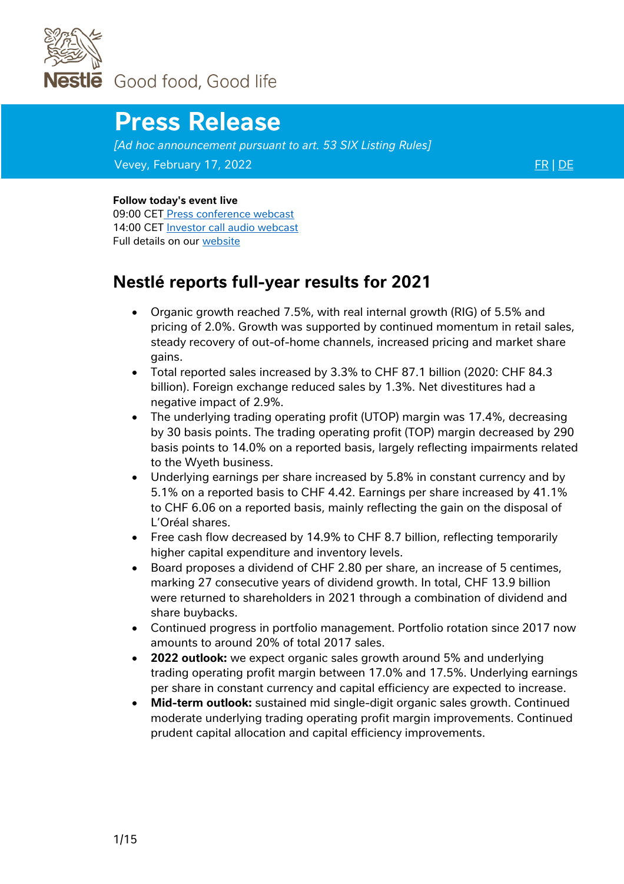Nestlé Good food, Good life

# Press Release

*[Ad hoc announcement pursuant to art. 53 SIX Listing Rules]*

Vevey, February 17, 2022 FR | DE

**Follow today's event live**
09:00 CET Press conference webcast
14:00 CET Investor call audio webcast
Full details on our website

## Nestlé reports full-year results for 2021

- Organic growth reached 7.5%, with real internal growth (RIG) of 5.5% and pricing of 2.0%. Growth was supported by continued momentum in retail sales, steady recovery of out-of-home channels, increased pricing and market share gains.
- Total reported sales increased by 3.3% to CHF 87.1 billion (2020: CHF 84.3 billion). Foreign exchange reduced sales by 1.3%. Net divestitures had a negative impact of 2.9%.
- The underlying trading operating profit (UTOP) margin was 17.4%, decreasing by 30 basis points. The trading operating profit (TOP) margin decreased by 290 basis points to 14.0% on a reported basis, largely reflecting impairments related to the Wyeth business.
- Underlying earnings per share increased by 5.8% in constant currency and by 5.1% on a reported basis to CHF 4.42. Earnings per share increased by 41.1% to CHF 6.06 on a reported basis, mainly reflecting the gain on the disposal of L'Oréal shares.
- Free cash flow decreased by 14.9% to CHF 8.7 billion, reflecting temporarily higher capital expenditure and inventory levels.
- Board proposes a dividend of CHF 2.80 per share, an increase of 5 centimes, marking 27 consecutive years of dividend growth. In total, CHF 13.9 billion were returned to shareholders in 2021 through a combination of dividend and share buybacks.
- Continued progress in portfolio management. Portfolio rotation since 2017 now amounts to around 20% of total 2017 sales.
- **2022 outlook:** we expect organic sales growth around 5% and underlying trading operating profit margin between 17.0% and 17.5%. Underlying earnings per share in constant currency and capital efficiency are expected to increase.
- **Mid-term outlook:** sustained mid single-digit organic sales growth. Continued moderate underlying trading operating profit margin improvements. Continued prudent capital allocation and capital efficiency improvements.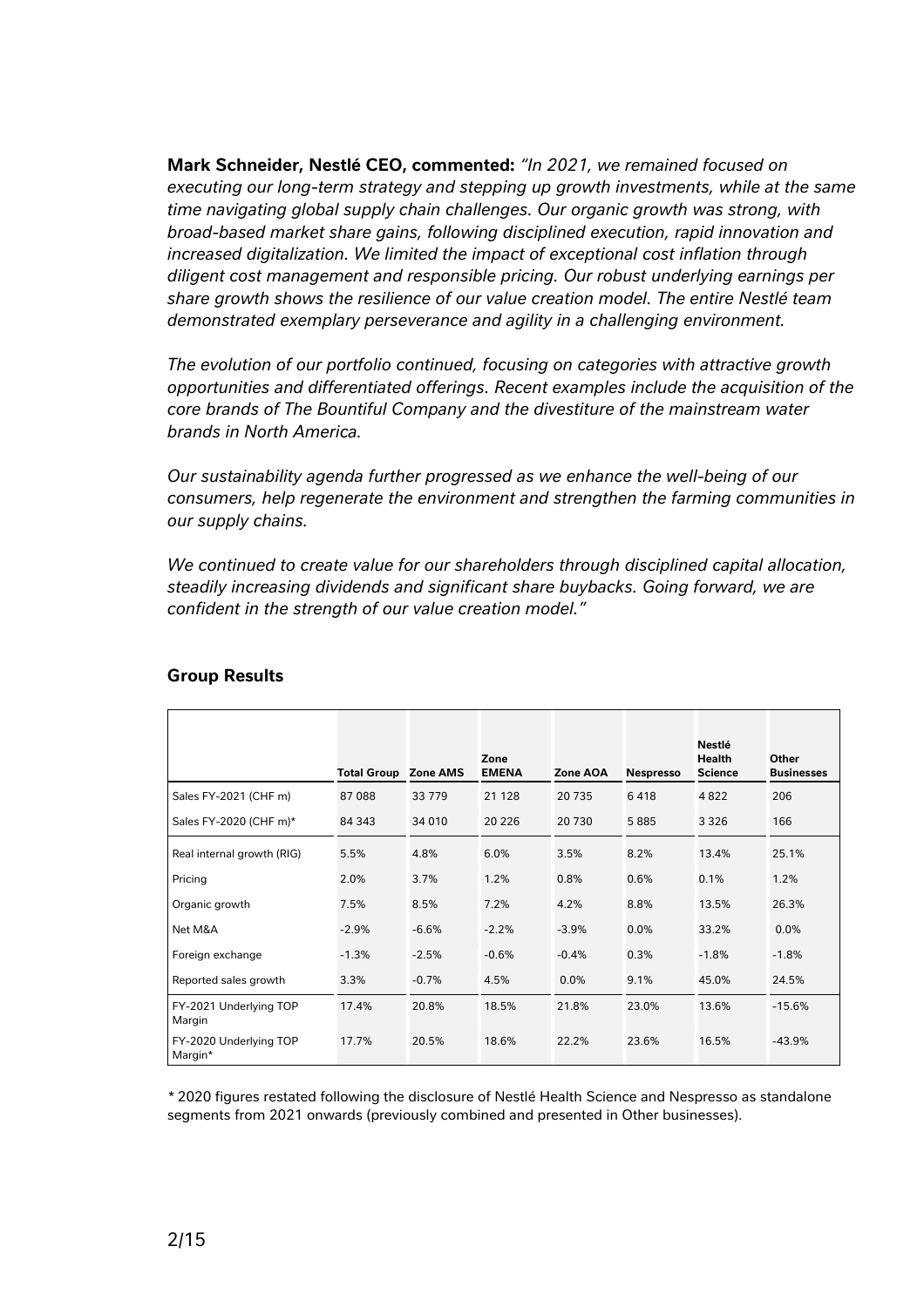**Mark Schneider, Nestlé CEO, commented:** *"In 2021, we remained focused on executing our long-term strategy and stepping up growth investments, while at the same time navigating global supply chain challenges. Our organic growth was strong, with broad-based market share gains, following disciplined execution, rapid innovation and increased digitalization. We limited the impact of exceptional cost inflation through diligent cost management and responsible pricing. Our robust underlying earnings per share growth shows the resilience of our value creation model. The entire Nestlé team demonstrated exemplary perseverance and agility in a challenging environment.*

*The evolution of our portfolio continued, focusing on categories with attractive growth opportunities and differentiated offerings. Recent examples include the acquisition of the core brands of The Bountiful Company and the divestiture of the mainstream water brands in North America.*

*Our sustainability agenda further progressed as we enhance the well-being of our consumers, help regenerate the environment and strengthen the farming communities in our supply chains.*

*We continued to create value for our shareholders through disciplined capital allocation, steadily increasing dividends and significant share buybacks. Going forward, we are confident in the strength of our value creation model."*

## Group Results

| | Total Group | Zone AMS | Zone EMENA | Zone AOA | Nespresso | Nestlé Health Science | Other Businesses |
|---|---|---|---|---|---|---|---|
| Sales FY-2021 (CHF m) | 87 088 | 33 779 | 21 128 | 20 735 | 6 418 | 4 822 | 206 |
| Sales FY-2020 (CHF m)* | 84 343 | 34 010 | 20 226 | 20 730 | 5 885 | 3 326 | 166 |
| Real internal growth (RIG) | 5.5% | 4.8% | 6.0% | 3.5% | 8.2% | 13.4% | 25.1% |
| Pricing | 2.0% | 3.7% | 1.2% | 0.8% | 0.6% | 0.1% | 1.2% |
| Organic growth | 7.5% | 8.5% | 7.2% | 4.2% | 8.8% | 13.5% | 26.3% |
| Net M&A | -2.9% | -6.6% | -2.2% | -3.9% | 0.0% | 33.2% | 0.0% |
| Foreign exchange | -1.3% | -2.5% | -0.6% | -0.4% | 0.3% | -1.8% | -1.8% |
| Reported sales growth | 3.3% | -0.7% | 4.5% | 0.0% | 9.1% | 45.0% | 24.5% |
| FY-2021 Underlying TOP Margin | 17.4% | 20.8% | 18.5% | 21.8% | 23.0% | 13.6% | -15.6% |
| FY-2020 Underlying TOP Margin* | 17.7% | 20.5% | 18.6% | 22.2% | 23.6% | 16.5% | -43.9% |

* 2020 figures restated following the disclosure of Nestlé Health Science and Nespresso as standalone segments from 2021 onwards (previously combined and presented in Other businesses).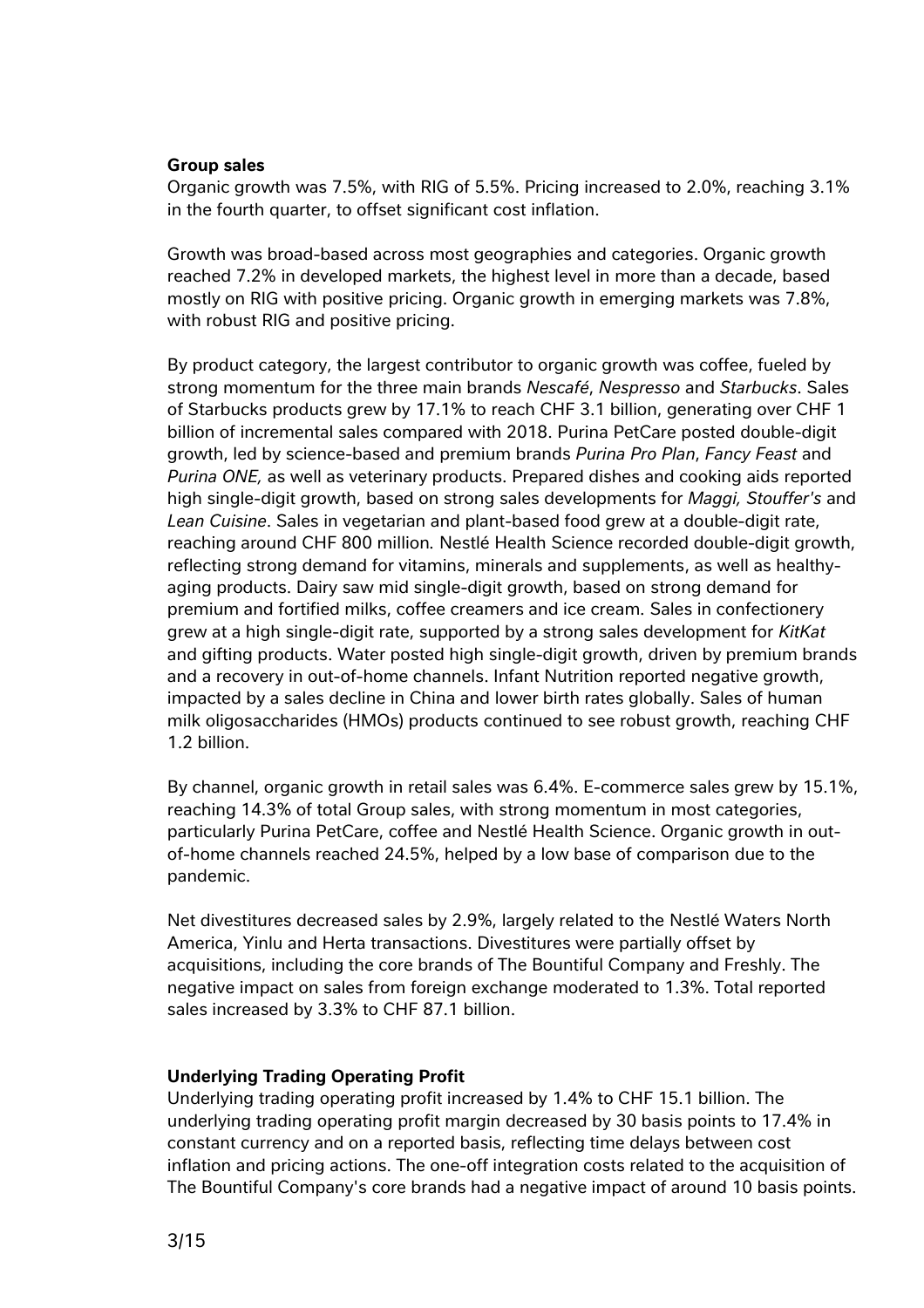**Group sales**

Organic growth was 7.5%, with RIG of 5.5%. Pricing increased to 2.0%, reaching 3.1% in the fourth quarter, to offset significant cost inflation.

Growth was broad-based across most geographies and categories. Organic growth reached 7.2% in developed markets, the highest level in more than a decade, based mostly on RIG with positive pricing. Organic growth in emerging markets was 7.8%, with robust RIG and positive pricing.

By product category, the largest contributor to organic growth was coffee, fueled by strong momentum for the three main brands *Nescafé*, *Nespresso* and *Starbucks*. Sales of Starbucks products grew by 17.1% to reach CHF 3.1 billion, generating over CHF 1 billion of incremental sales compared with 2018. Purina PetCare posted double-digit growth, led by science-based and premium brands *Purina Pro Plan*, *Fancy Feast* and *Purina ONE,* as well as veterinary products. Prepared dishes and cooking aids reported high single-digit growth, based on strong sales developments for *Maggi, Stouffer's* and *Lean Cuisine*. Sales in vegetarian and plant-based food grew at a double-digit rate, reaching around CHF 800 million. Nestlé Health Science recorded double-digit growth, reflecting strong demand for vitamins, minerals and supplements, as well as healthy-aging products. Dairy saw mid single-digit growth, based on strong demand for premium and fortified milks, coffee creamers and ice cream. Sales in confectionery grew at a high single-digit rate, supported by a strong sales development for *KitKat* and gifting products. Water posted high single-digit growth, driven by premium brands and a recovery in out-of-home channels. Infant Nutrition reported negative growth, impacted by a sales decline in China and lower birth rates globally. Sales of human milk oligosaccharides (HMOs) products continued to see robust growth, reaching CHF 1.2 billion.

By channel, organic growth in retail sales was 6.4%. E-commerce sales grew by 15.1%, reaching 14.3% of total Group sales, with strong momentum in most categories, particularly Purina PetCare, coffee and Nestlé Health Science. Organic growth in out-of-home channels reached 24.5%, helped by a low base of comparison due to the pandemic.

Net divestitures decreased sales by 2.9%, largely related to the Nestlé Waters North America, Yinlu and Herta transactions. Divestitures were partially offset by acquisitions, including the core brands of The Bountiful Company and Freshly. The negative impact on sales from foreign exchange moderated to 1.3%. Total reported sales increased by 3.3% to CHF 87.1 billion.

**Underlying Trading Operating Profit**

Underlying trading operating profit increased by 1.4% to CHF 15.1 billion. The underlying trading operating profit margin decreased by 30 basis points to 17.4% in constant currency and on a reported basis, reflecting time delays between cost inflation and pricing actions. The one-off integration costs related to the acquisition of The Bountiful Company's core brands had a negative impact of around 10 basis points.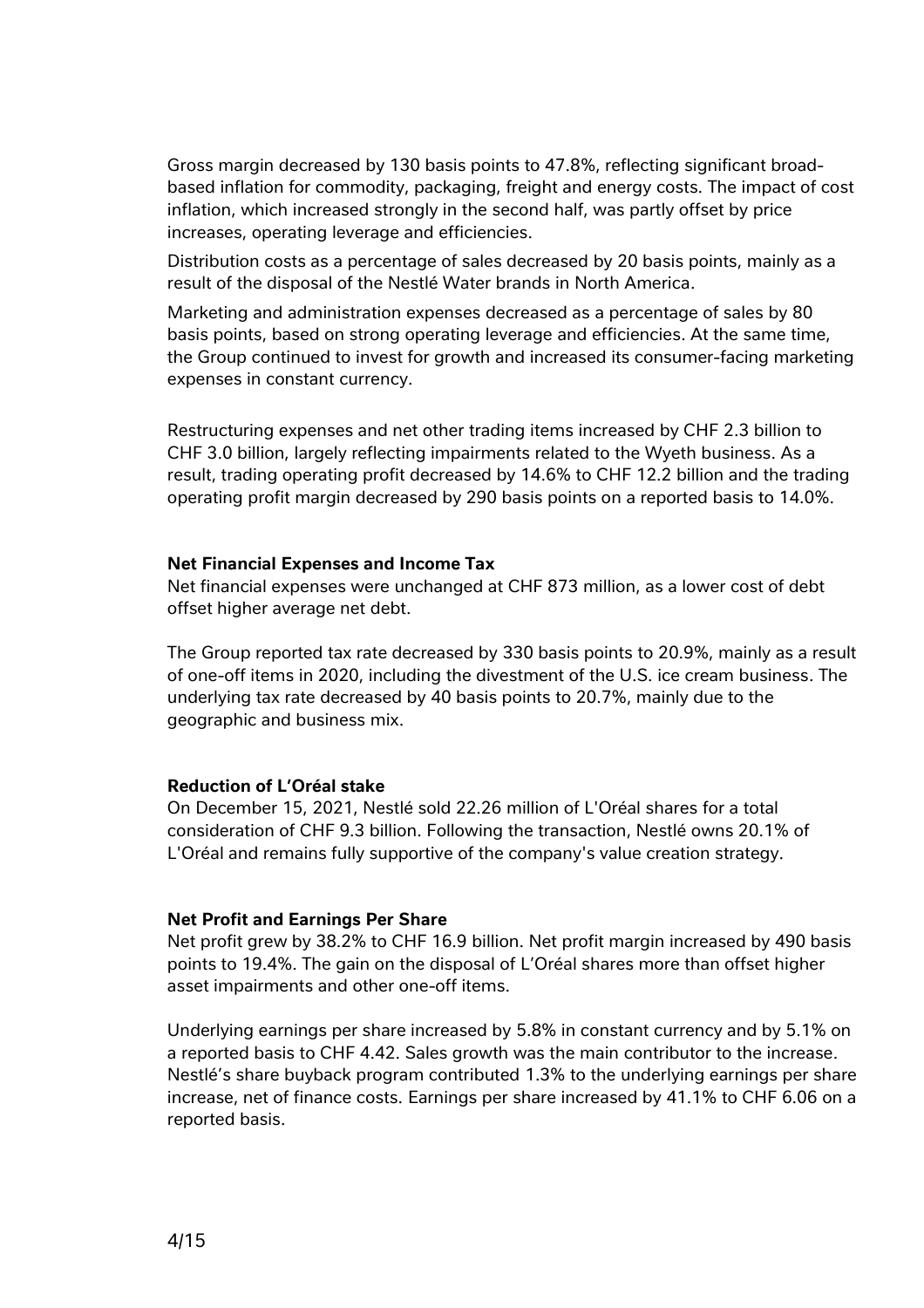Gross margin decreased by 130 basis points to 47.8%, reflecting significant broad-based inflation for commodity, packaging, freight and energy costs. The impact of cost inflation, which increased strongly in the second half, was partly offset by price increases, operating leverage and efficiencies.

Distribution costs as a percentage of sales decreased by 20 basis points, mainly as a result of the disposal of the Nestlé Water brands in North America.

Marketing and administration expenses decreased as a percentage of sales by 80 basis points, based on strong operating leverage and efficiencies. At the same time, the Group continued to invest for growth and increased its consumer-facing marketing expenses in constant currency.

Restructuring expenses and net other trading items increased by CHF 2.3 billion to CHF 3.0 billion, largely reflecting impairments related to the Wyeth business. As a result, trading operating profit decreased by 14.6% to CHF 12.2 billion and the trading operating profit margin decreased by 290 basis points on a reported basis to 14.0%.

**Net Financial Expenses and Income Tax**

Net financial expenses were unchanged at CHF 873 million, as a lower cost of debt offset higher average net debt.

The Group reported tax rate decreased by 330 basis points to 20.9%, mainly as a result of one-off items in 2020, including the divestment of the U.S. ice cream business. The underlying tax rate decreased by 40 basis points to 20.7%, mainly due to the geographic and business mix.

**Reduction of L'Oréal stake**

On December 15, 2021, Nestlé sold 22.26 million of L'Oréal shares for a total consideration of CHF 9.3 billion. Following the transaction, Nestlé owns 20.1% of L'Oréal and remains fully supportive of the company's value creation strategy.

**Net Profit and Earnings Per Share**

Net profit grew by 38.2% to CHF 16.9 billion. Net profit margin increased by 490 basis points to 19.4%. The gain on the disposal of L'Oréal shares more than offset higher asset impairments and other one-off items.

Underlying earnings per share increased by 5.8% in constant currency and by 5.1% on a reported basis to CHF 4.42. Sales growth was the main contributor to the increase. Nestlé's share buyback program contributed 1.3% to the underlying earnings per share increase, net of finance costs. Earnings per share increased by 41.1% to CHF 6.06 on a reported basis.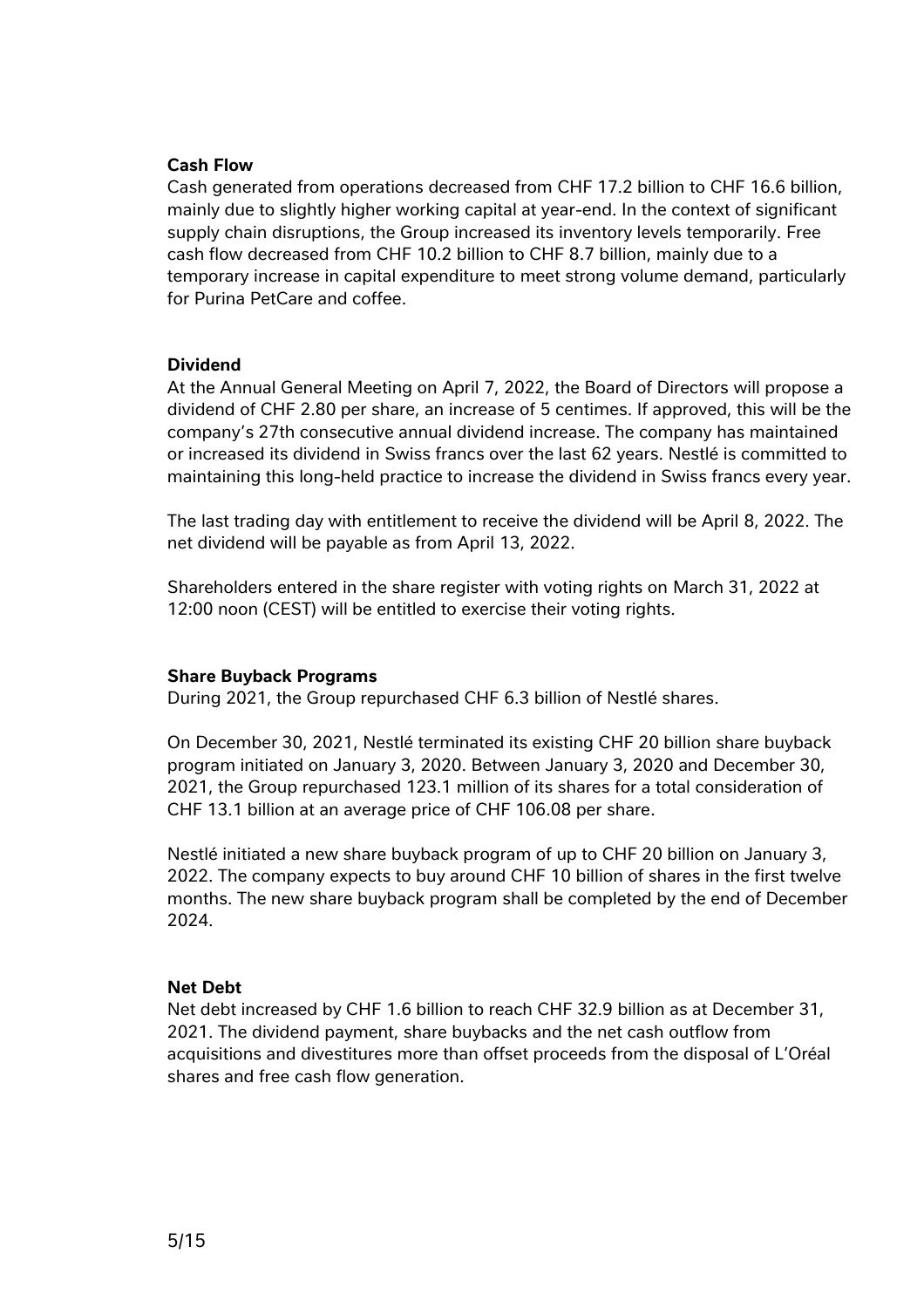**Cash Flow**

Cash generated from operations decreased from CHF 17.2 billion to CHF 16.6 billion, mainly due to slightly higher working capital at year-end. In the context of significant supply chain disruptions, the Group increased its inventory levels temporarily. Free cash flow decreased from CHF 10.2 billion to CHF 8.7 billion, mainly due to a temporary increase in capital expenditure to meet strong volume demand, particularly for Purina PetCare and coffee.

**Dividend**

At the Annual General Meeting on April 7, 2022, the Board of Directors will propose a dividend of CHF 2.80 per share, an increase of 5 centimes. If approved, this will be the company's 27th consecutive annual dividend increase. The company has maintained or increased its dividend in Swiss francs over the last 62 years. Nestlé is committed to maintaining this long-held practice to increase the dividend in Swiss francs every year.

The last trading day with entitlement to receive the dividend will be April 8, 2022. The net dividend will be payable as from April 13, 2022.

Shareholders entered in the share register with voting rights on March 31, 2022 at 12:00 noon (CEST) will be entitled to exercise their voting rights.

**Share Buyback Programs**

During 2021, the Group repurchased CHF 6.3 billion of Nestlé shares.

On December 30, 2021, Nestlé terminated its existing CHF 20 billion share buyback program initiated on January 3, 2020. Between January 3, 2020 and December 30, 2021, the Group repurchased 123.1 million of its shares for a total consideration of CHF 13.1 billion at an average price of CHF 106.08 per share.

Nestlé initiated a new share buyback program of up to CHF 20 billion on January 3, 2022. The company expects to buy around CHF 10 billion of shares in the first twelve months. The new share buyback program shall be completed by the end of December 2024.

**Net Debt**

Net debt increased by CHF 1.6 billion to reach CHF 32.9 billion as at December 31, 2021. The dividend payment, share buybacks and the net cash outflow from acquisitions and divestitures more than offset proceeds from the disposal of L'Oréal shares and free cash flow generation.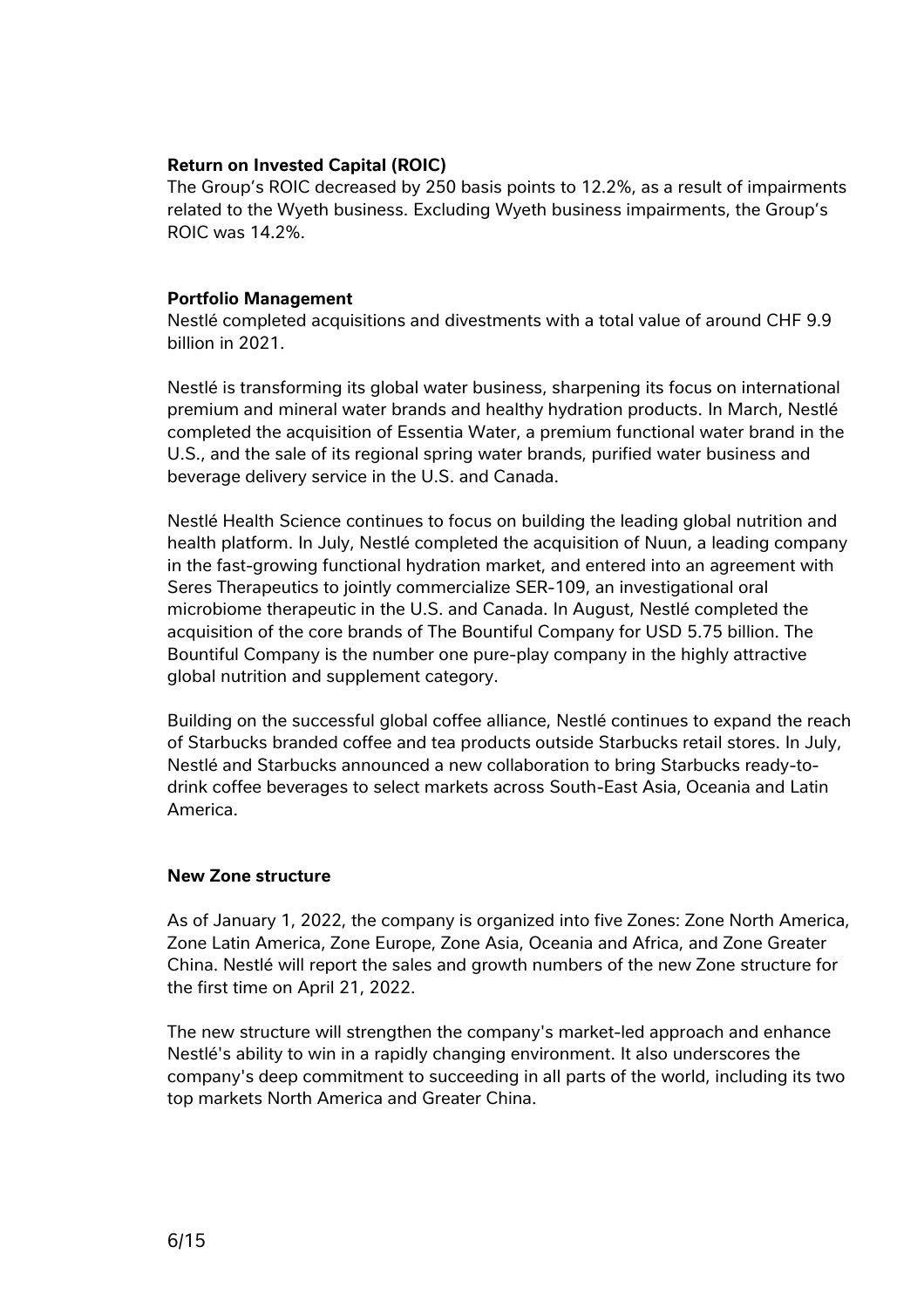**Return on Invested Capital (ROIC)**

The Group's ROIC decreased by 250 basis points to 12.2%, as a result of impairments related to the Wyeth business. Excluding Wyeth business impairments, the Group's ROIC was 14.2%.

**Portfolio Management**

Nestlé completed acquisitions and divestments with a total value of around CHF 9.9 billion in 2021.

Nestlé is transforming its global water business, sharpening its focus on international premium and mineral water brands and healthy hydration products. In March, Nestlé completed the acquisition of Essentia Water, a premium functional water brand in the U.S., and the sale of its regional spring water brands, purified water business and beverage delivery service in the U.S. and Canada.

Nestlé Health Science continues to focus on building the leading global nutrition and health platform. In July, Nestlé completed the acquisition of Nuun, a leading company in the fast-growing functional hydration market, and entered into an agreement with Seres Therapeutics to jointly commercialize SER-109, an investigational oral microbiome therapeutic in the U.S. and Canada. In August, Nestlé completed the acquisition of the core brands of The Bountiful Company for USD 5.75 billion. The Bountiful Company is the number one pure-play company in the highly attractive global nutrition and supplement category.

Building on the successful global coffee alliance, Nestlé continues to expand the reach of Starbucks branded coffee and tea products outside Starbucks retail stores. In July, Nestlé and Starbucks announced a new collaboration to bring Starbucks ready-to-drink coffee beverages to select markets across South-East Asia, Oceania and Latin America.

**New Zone structure**

As of January 1, 2022, the company is organized into five Zones: Zone North America, Zone Latin America, Zone Europe, Zone Asia, Oceania and Africa, and Zone Greater China. Nestlé will report the sales and growth numbers of the new Zone structure for the first time on April 21, 2022.

The new structure will strengthen the company's market-led approach and enhance Nestlé's ability to win in a rapidly changing environment. It also underscores the company's deep commitment to succeeding in all parts of the world, including its two top markets North America and Greater China.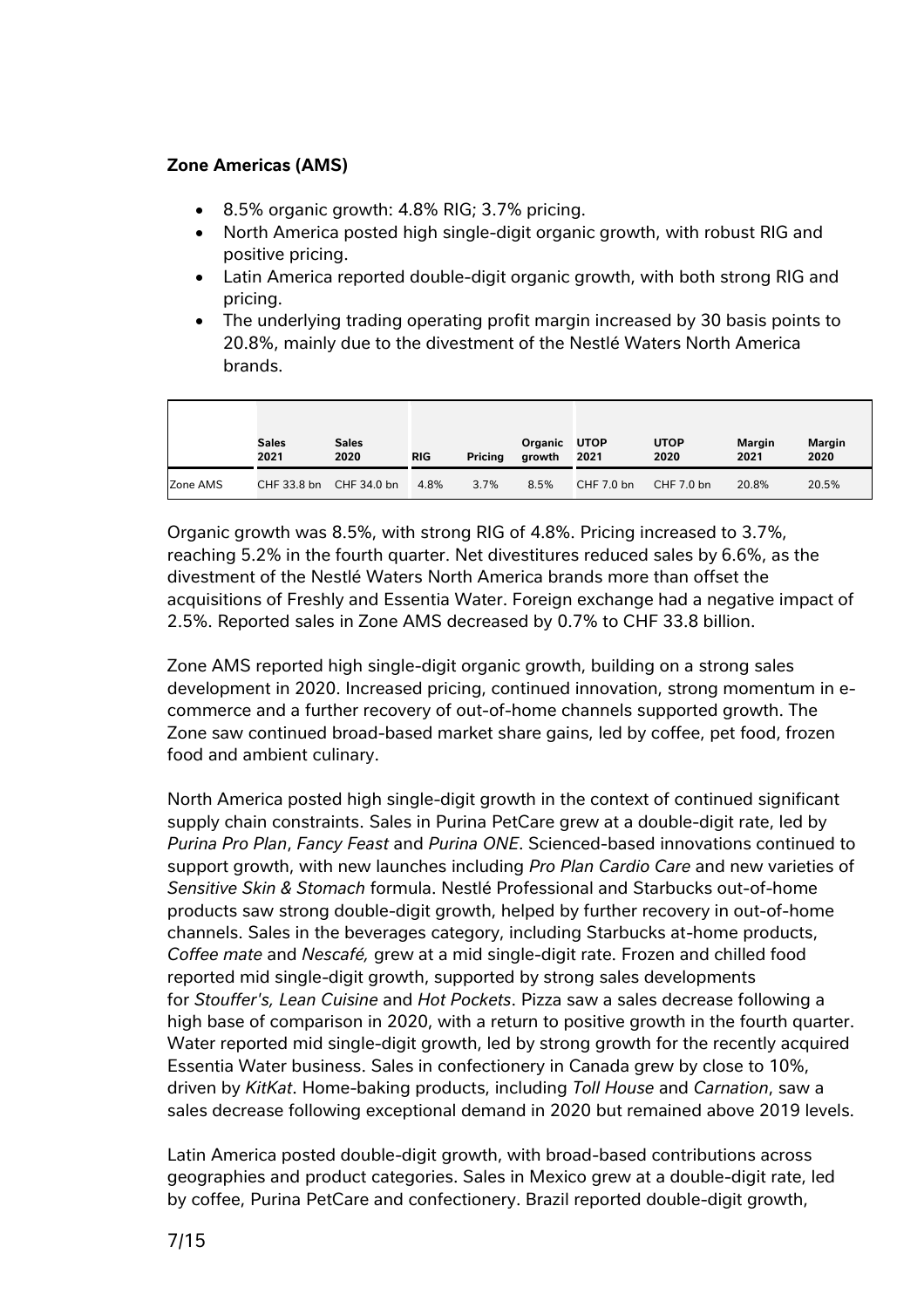**Zone Americas (AMS)**

- 8.5% organic growth: 4.8% RIG; 3.7% pricing.
- North America posted high single-digit organic growth, with robust RIG and positive pricing.
- Latin America reported double-digit organic growth, with both strong RIG and pricing.
- The underlying trading operating profit margin increased by 30 basis points to 20.8%, mainly due to the divestment of the Nestlé Waters North America brands.

| | Sales 2021 | Sales 2020 | RIG | Pricing | Organic growth | UTOP 2021 | UTOP 2020 | Margin 2021 | Margin 2020 |
|---|---|---|---|---|---|---|---|---|---|
| Zone AMS | CHF 33.8 bn | CHF 34.0 bn | 4.8% | 3.7% | 8.5% | CHF 7.0 bn | CHF 7.0 bn | 20.8% | 20.5% |

Organic growth was 8.5%, with strong RIG of 4.8%. Pricing increased to 3.7%, reaching 5.2% in the fourth quarter. Net divestitures reduced sales by 6.6%, as the divestment of the Nestlé Waters North America brands more than offset the acquisitions of Freshly and Essentia Water. Foreign exchange had a negative impact of 2.5%. Reported sales in Zone AMS decreased by 0.7% to CHF 33.8 billion.

Zone AMS reported high single-digit organic growth, building on a strong sales development in 2020. Increased pricing, continued innovation, strong momentum in e-commerce and a further recovery of out-of-home channels supported growth. The Zone saw continued broad-based market share gains, led by coffee, pet food, frozen food and ambient culinary.

North America posted high single-digit growth in the context of continued significant supply chain constraints. Sales in Purina PetCare grew at a double-digit rate, led by *Purina Pro Plan*, *Fancy Feast* and *Purina ONE*. Scienced-based innovations continued to support growth, with new launches including *Pro Plan Cardio Care* and new varieties of *Sensitive Skin & Stomach* formula. Nestlé Professional and Starbucks out-of-home products saw strong double-digit growth, helped by further recovery in out-of-home channels. Sales in the beverages category, including Starbucks at-home products, *Coffee mate* and *Nescafé,* grew at a mid single-digit rate. Frozen and chilled food reported mid single-digit growth, supported by strong sales developments for *Stouffer's, Lean Cuisine* and *Hot Pockets*. Pizza saw a sales decrease following a high base of comparison in 2020, with a return to positive growth in the fourth quarter. Water reported mid single-digit growth, led by strong growth for the recently acquired Essentia Water business. Sales in confectionery in Canada grew by close to 10%, driven by *KitKat*. Home-baking products, including *Toll House* and *Carnation*, saw a sales decrease following exceptional demand in 2020 but remained above 2019 levels.

Latin America posted double-digit growth, with broad-based contributions across geographies and product categories. Sales in Mexico grew at a double-digit rate, led by coffee, Purina PetCare and confectionery. Brazil reported double-digit growth,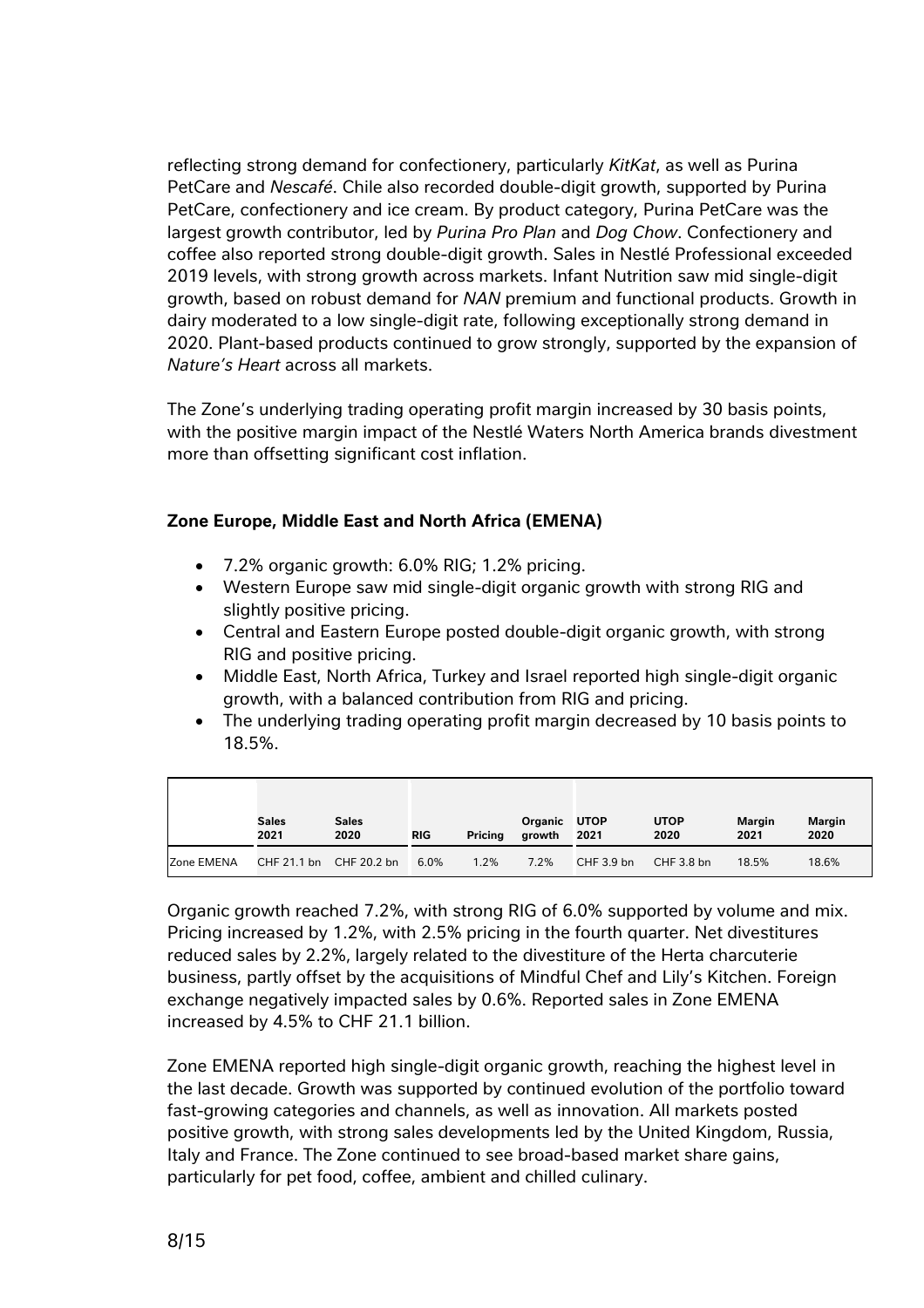reflecting strong demand for confectionery, particularly *KitKat*, as well as Purina PetCare and *Nescafé*. Chile also recorded double-digit growth, supported by Purina PetCare, confectionery and ice cream. By product category, Purina PetCare was the largest growth contributor, led by *Purina Pro Plan* and *Dog Chow*. Confectionery and coffee also reported strong double-digit growth. Sales in Nestlé Professional exceeded 2019 levels, with strong growth across markets. Infant Nutrition saw mid single-digit growth, based on robust demand for *NAN* premium and functional products. Growth in dairy moderated to a low single-digit rate, following exceptionally strong demand in 2020. Plant-based products continued to grow strongly, supported by the expansion of *Nature's Heart* across all markets.

The Zone's underlying trading operating profit margin increased by 30 basis points, with the positive margin impact of the Nestlé Waters North America brands divestment more than offsetting significant cost inflation.

**Zone Europe, Middle East and North Africa (EMENA)**

- 7.2% organic growth: 6.0% RIG; 1.2% pricing.
- Western Europe saw mid single-digit organic growth with strong RIG and slightly positive pricing.
- Central and Eastern Europe posted double-digit organic growth, with strong RIG and positive pricing.
- Middle East, North Africa, Turkey and Israel reported high single-digit organic growth, with a balanced contribution from RIG and pricing.
- The underlying trading operating profit margin decreased by 10 basis points to 18.5%.

| | Sales 2021 | Sales 2020 | RIG | Pricing | Organic growth | UTOP 2021 | UTOP 2020 | Margin 2021 | Margin 2020 |
|---|---|---|---|---|---|---|---|---|---|
| Zone EMENA | CHF 21.1 bn | CHF 20.2 bn | 6.0% | 1.2% | 7.2% | CHF 3.9 bn | CHF 3.8 bn | 18.5% | 18.6% |

Organic growth reached 7.2%, with strong RIG of 6.0% supported by volume and mix. Pricing increased by 1.2%, with 2.5% pricing in the fourth quarter. Net divestitures reduced sales by 2.2%, largely related to the divestiture of the Herta charcuterie business, partly offset by the acquisitions of Mindful Chef and Lily's Kitchen. Foreign exchange negatively impacted sales by 0.6%. Reported sales in Zone EMENA increased by 4.5% to CHF 21.1 billion.

Zone EMENA reported high single-digit organic growth, reaching the highest level in the last decade. Growth was supported by continued evolution of the portfolio toward fast-growing categories and channels, as well as innovation. All markets posted positive growth, with strong sales developments led by the United Kingdom, Russia, Italy and France. The Zone continued to see broad-based market share gains, particularly for pet food, coffee, ambient and chilled culinary.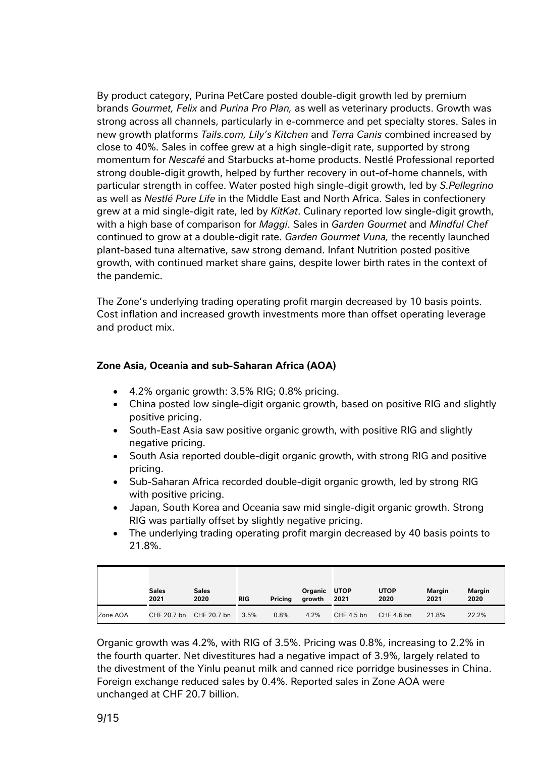By product category, Purina PetCare posted double-digit growth led by premium brands *Gourmet, Felix* and *Purina Pro Plan,* as well as veterinary products. Growth was strong across all channels, particularly in e-commerce and pet specialty stores. Sales in new growth platforms *Tails.com, Lily's Kitchen* and *Terra Canis* combined increased by close to 40%. Sales in coffee grew at a high single-digit rate, supported by strong momentum for *Nescafé* and Starbucks at-home products. Nestlé Professional reported strong double-digit growth, helped by further recovery in out-of-home channels, with particular strength in coffee. Water posted high single-digit growth, led by *S.Pellegrino* as well as *Nestlé Pure Life* in the Middle East and North Africa. Sales in confectionery grew at a mid single-digit rate, led by *KitKat*. Culinary reported low single-digit growth, with a high base of comparison for *Maggi*. Sales in *Garden Gourmet* and *Mindful Chef* continued to grow at a double-digit rate. *Garden Gourmet Vuna,* the recently launched plant-based tuna alternative, saw strong demand. Infant Nutrition posted positive growth, with continued market share gains, despite lower birth rates in the context of the pandemic.

The Zone's underlying trading operating profit margin decreased by 10 basis points. Cost inflation and increased growth investments more than offset operating leverage and product mix.

**Zone Asia, Oceania and sub-Saharan Africa (AOA)**

- 4.2% organic growth: 3.5% RIG; 0.8% pricing.
- China posted low single-digit organic growth, based on positive RIG and slightly positive pricing.
- South-East Asia saw positive organic growth, with positive RIG and slightly negative pricing.
- South Asia reported double-digit organic growth, with strong RIG and positive pricing.
- Sub-Saharan Africa recorded double-digit organic growth, led by strong RIG with positive pricing.
- Japan, South Korea and Oceania saw mid single-digit organic growth. Strong RIG was partially offset by slightly negative pricing.
- The underlying trading operating profit margin decreased by 40 basis points to 21.8%.

| | Sales 2021 | Sales 2020 | RIG | Pricing | Organic growth | UTOP 2021 | UTOP 2020 | Margin 2021 | Margin 2020 |
|---|---|---|---|---|---|---|---|---|---|
| Zone AOA | CHF 20.7 bn | CHF 20.7 bn | 3.5% | 0.8% | 4.2% | CHF 4.5 bn | CHF 4.6 bn | 21.8% | 22.2% |

Organic growth was 4.2%, with RIG of 3.5%. Pricing was 0.8%, increasing to 2.2% in the fourth quarter. Net divestitures had a negative impact of 3.9%, largely related to the divestment of the Yinlu peanut milk and canned rice porridge businesses in China. Foreign exchange reduced sales by 0.4%. Reported sales in Zone AOA were unchanged at CHF 20.7 billion.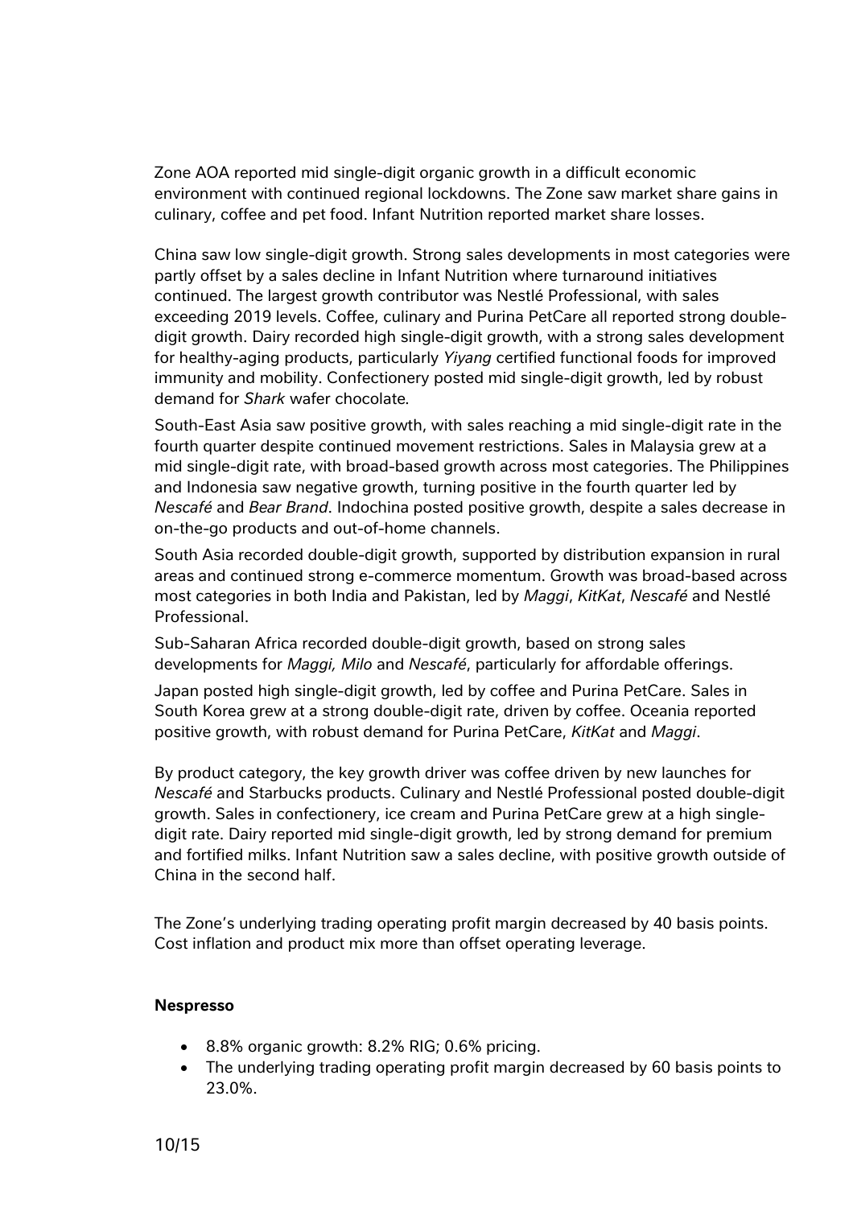Zone AOA reported mid single-digit organic growth in a difficult economic environment with continued regional lockdowns. The Zone saw market share gains in culinary, coffee and pet food. Infant Nutrition reported market share losses.

China saw low single-digit growth. Strong sales developments in most categories were partly offset by a sales decline in Infant Nutrition where turnaround initiatives continued. The largest growth contributor was Nestlé Professional, with sales exceeding 2019 levels. Coffee, culinary and Purina PetCare all reported strong double-digit growth. Dairy recorded high single-digit growth, with a strong sales development for healthy-aging products, particularly *Yiyang* certified functional foods for improved immunity and mobility. Confectionery posted mid single-digit growth, led by robust demand for *Shark* wafer chocolate.

South-East Asia saw positive growth, with sales reaching a mid single-digit rate in the fourth quarter despite continued movement restrictions. Sales in Malaysia grew at a mid single-digit rate, with broad-based growth across most categories. The Philippines and Indonesia saw negative growth, turning positive in the fourth quarter led by *Nescafé* and *Bear Brand*. Indochina posted positive growth, despite a sales decrease in on-the-go products and out-of-home channels.

South Asia recorded double-digit growth, supported by distribution expansion in rural areas and continued strong e-commerce momentum. Growth was broad-based across most categories in both India and Pakistan, led by *Maggi*, *KitKat*, *Nescafé* and Nestlé Professional.

Sub-Saharan Africa recorded double-digit growth, based on strong sales developments for *Maggi, Milo* and *Nescafé*, particularly for affordable offerings.

Japan posted high single-digit growth, led by coffee and Purina PetCare. Sales in South Korea grew at a strong double-digit rate, driven by coffee. Oceania reported positive growth, with robust demand for Purina PetCare, *KitKat* and *Maggi*.

By product category, the key growth driver was coffee driven by new launches for *Nescafé* and Starbucks products. Culinary and Nestlé Professional posted double-digit growth. Sales in confectionery, ice cream and Purina PetCare grew at a high single-digit rate. Dairy reported mid single-digit growth, led by strong demand for premium and fortified milks. Infant Nutrition saw a sales decline, with positive growth outside of China in the second half.

The Zone's underlying trading operating profit margin decreased by 40 basis points. Cost inflation and product mix more than offset operating leverage.

**Nespresso**

- 8.8% organic growth: 8.2% RIG; 0.6% pricing.
- The underlying trading operating profit margin decreased by 60 basis points to 23.0%.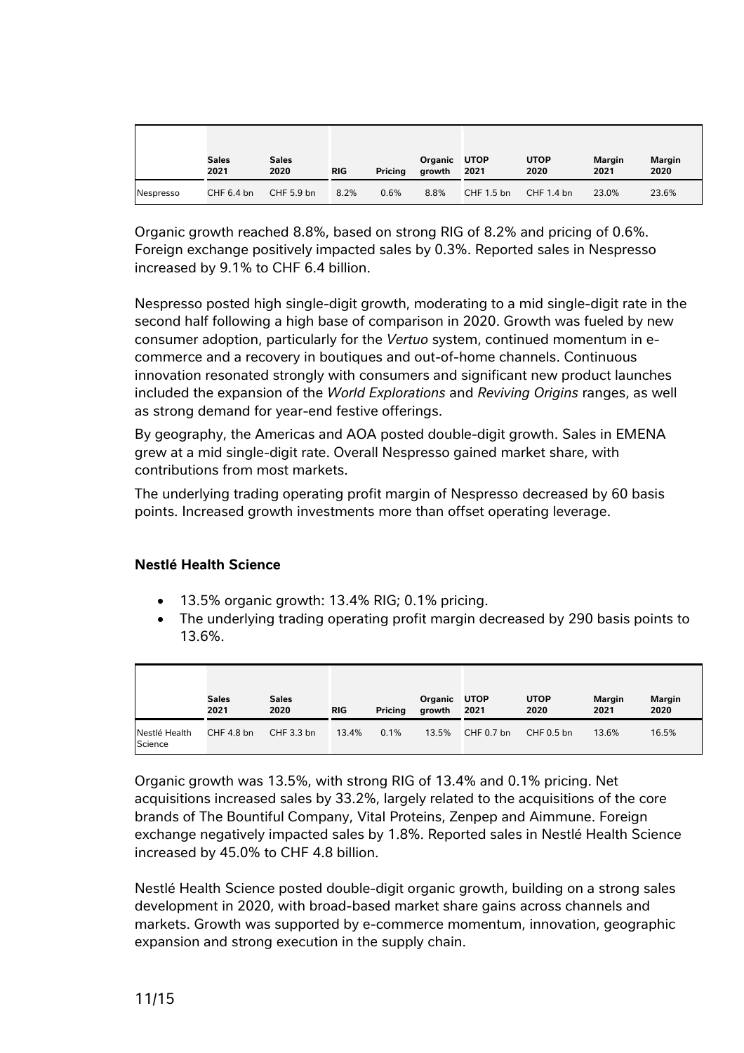| | Sales 2021 | Sales 2020 | RIG | Pricing | Organic growth | UTOP 2021 | UTOP 2020 | Margin 2021 | Margin 2020 |
|---|---|---|---|---|---|---|---|---|---|
| Nespresso | CHF 6.4 bn | CHF 5.9 bn | 8.2% | 0.6% | 8.8% | CHF 1.5 bn | CHF 1.4 bn | 23.0% | 23.6% |

Organic growth reached 8.8%, based on strong RIG of 8.2% and pricing of 0.6%. Foreign exchange positively impacted sales by 0.3%. Reported sales in Nespresso increased by 9.1% to CHF 6.4 billion.

Nespresso posted high single-digit growth, moderating to a mid single-digit rate in the second half following a high base of comparison in 2020. Growth was fueled by new consumer adoption, particularly for the *Vertuo* system, continued momentum in e-commerce and a recovery in boutiques and out-of-home channels. Continuous innovation resonated strongly with consumers and significant new product launches included the expansion of the *World Explorations* and *Reviving Origins* ranges, as well as strong demand for year-end festive offerings.

By geography, the Americas and AOA posted double-digit growth. Sales in EMENA grew at a mid single-digit rate. Overall Nespresso gained market share, with contributions from most markets.

The underlying trading operating profit margin of Nespresso decreased by 60 basis points. Increased growth investments more than offset operating leverage.

**Nestlé Health Science**

- 13.5% organic growth: 13.4% RIG; 0.1% pricing.
- The underlying trading operating profit margin decreased by 290 basis points to 13.6%.

| | Sales 2021 | Sales 2020 | RIG | Pricing | Organic growth | UTOP 2021 | UTOP 2020 | Margin 2021 | Margin 2020 |
|---|---|---|---|---|---|---|---|---|---|
| Nestlé Health Science | CHF 4.8 bn | CHF 3.3 bn | 13.4% | 0.1% | 13.5% | CHF 0.7 bn | CHF 0.5 bn | 13.6% | 16.5% |

Organic growth was 13.5%, with strong RIG of 13.4% and 0.1% pricing. Net acquisitions increased sales by 33.2%, largely related to the acquisitions of the core brands of The Bountiful Company, Vital Proteins, Zenpep and Aimmune. Foreign exchange negatively impacted sales by 1.8%. Reported sales in Nestlé Health Science increased by 45.0% to CHF 4.8 billion.

Nestlé Health Science posted double-digit organic growth, building on a strong sales development in 2020, with broad-based market share gains across channels and markets. Growth was supported by e-commerce momentum, innovation, geographic expansion and strong execution in the supply chain.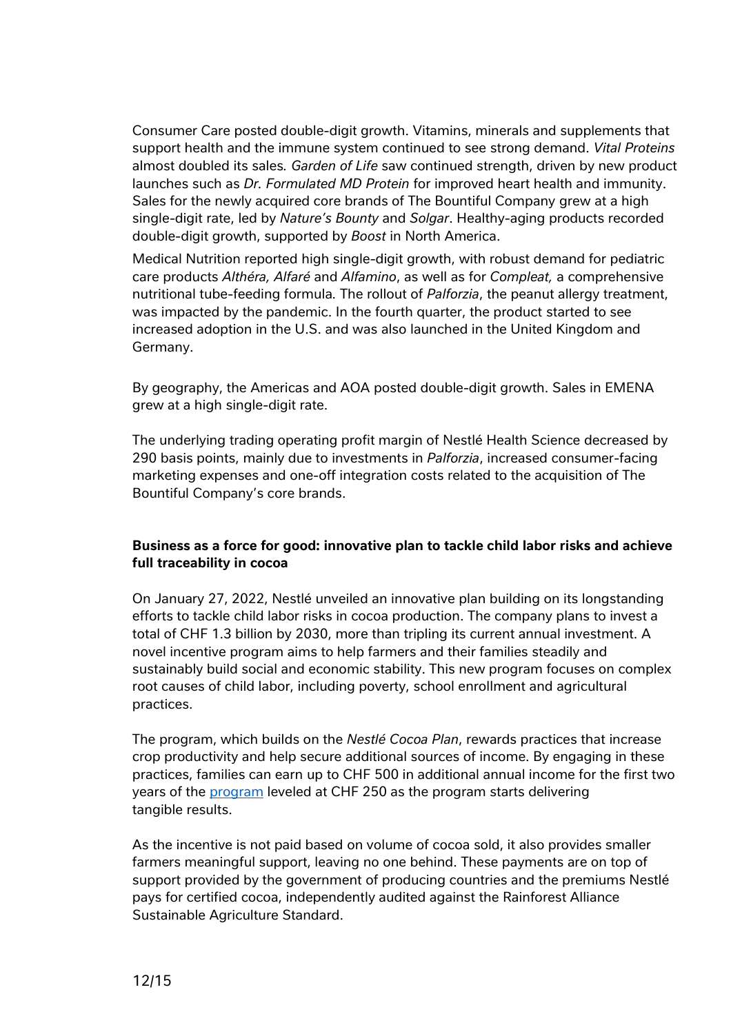Consumer Care posted double-digit growth. Vitamins, minerals and supplements that support health and the immune system continued to see strong demand. *Vital Proteins* almost doubled its sales. *Garden of Life* saw continued strength, driven by new product launches such as *Dr. Formulated MD Protein* for improved heart health and immunity. Sales for the newly acquired core brands of The Bountiful Company grew at a high single-digit rate, led by *Nature's Bounty* and *Solgar*. Healthy-aging products recorded double-digit growth, supported by *Boost* in North America.

Medical Nutrition reported high single-digit growth, with robust demand for pediatric care products *Althéra, Alfaré* and *Alfamino*, as well as for *Compleat,* a comprehensive nutritional tube-feeding formula. The rollout of *Palforzia*, the peanut allergy treatment, was impacted by the pandemic. In the fourth quarter, the product started to see increased adoption in the U.S. and was also launched in the United Kingdom and Germany.

By geography, the Americas and AOA posted double-digit growth. Sales in EMENA grew at a high single-digit rate.

The underlying trading operating profit margin of Nestlé Health Science decreased by 290 basis points, mainly due to investments in *Palforzia*, increased consumer-facing marketing expenses and one-off integration costs related to the acquisition of The Bountiful Company's core brands.

**Business as a force for good: innovative plan to tackle child labor risks and achieve full traceability in cocoa**

On January 27, 2022, Nestlé unveiled an innovative plan building on its longstanding efforts to tackle child labor risks in cocoa production. The company plans to invest a total of CHF 1.3 billion by 2030, more than tripling its current annual investment. A novel incentive program aims to help farmers and their families steadily and sustainably build social and economic stability. This new program focuses on complex root causes of child labor, including poverty, school enrollment and agricultural practices.

The program, which builds on the *Nestlé Cocoa Plan*, rewards practices that increase crop productivity and help secure additional sources of income. By engaging in these practices, families can earn up to CHF 500 in additional annual income for the first two years of the program leveled at CHF 250 as the program starts delivering tangible results.

As the incentive is not paid based on volume of cocoa sold, it also provides smaller farmers meaningful support, leaving no one behind. These payments are on top of support provided by the government of producing countries and the premiums Nestlé pays for certified cocoa, independently audited against the Rainforest Alliance Sustainable Agriculture Standard.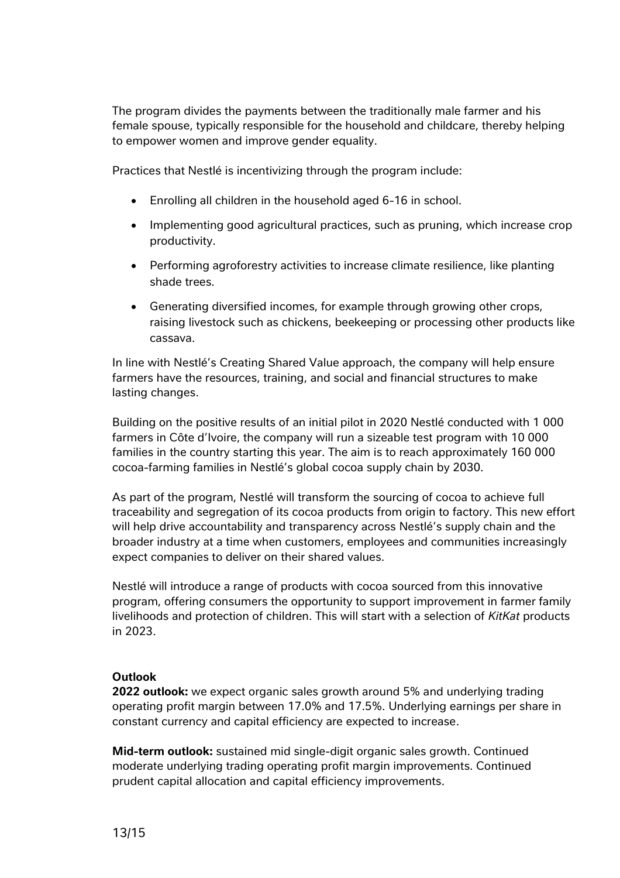The program divides the payments between the traditionally male farmer and his female spouse, typically responsible for the household and childcare, thereby helping to empower women and improve gender equality.

Practices that Nestlé is incentivizing through the program include:

- Enrolling all children in the household aged 6-16 in school.
- Implementing good agricultural practices, such as pruning, which increase crop productivity.
- Performing agroforestry activities to increase climate resilience, like planting shade trees.
- Generating diversified incomes, for example through growing other crops, raising livestock such as chickens, beekeeping or processing other products like cassava.

In line with Nestlé's Creating Shared Value approach, the company will help ensure farmers have the resources, training, and social and financial structures to make lasting changes.

Building on the positive results of an initial pilot in 2020 Nestlé conducted with 1 000 farmers in Côte d'Ivoire, the company will run a sizeable test program with 10 000 families in the country starting this year. The aim is to reach approximately 160 000 cocoa-farming families in Nestlé's global cocoa supply chain by 2030.

As part of the program, Nestlé will transform the sourcing of cocoa to achieve full traceability and segregation of its cocoa products from origin to factory. This new effort will help drive accountability and transparency across Nestlé's supply chain and the broader industry at a time when customers, employees and communities increasingly expect companies to deliver on their shared values.

Nestlé will introduce a range of products with cocoa sourced from this innovative program, offering consumers the opportunity to support improvement in farmer family livelihoods and protection of children. This will start with a selection of *KitKat* products in 2023.

**Outlook**

**2022 outlook:** we expect organic sales growth around 5% and underlying trading operating profit margin between 17.0% and 17.5%. Underlying earnings per share in constant currency and capital efficiency are expected to increase.

**Mid-term outlook:** sustained mid single-digit organic sales growth. Continued moderate underlying trading operating profit margin improvements. Continued prudent capital allocation and capital efficiency improvements.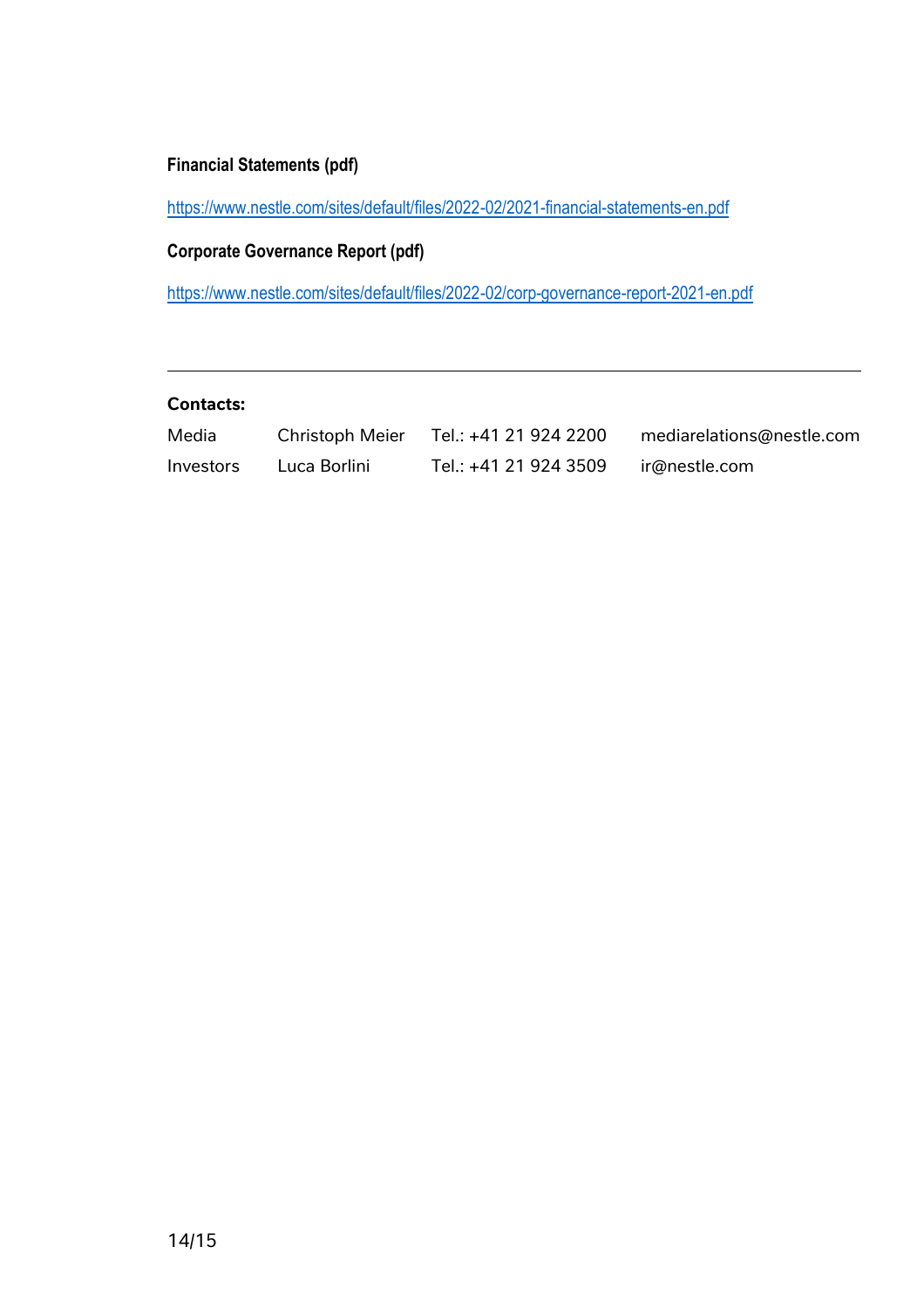**Financial Statements (pdf)**

https://www.nestle.com/sites/default/files/2022-02/2021-financial-statements-en.pdf

**Corporate Governance Report (pdf)**

https://www.nestle.com/sites/default/files/2022-02/corp-governance-report-2021-en.pdf

---

**Contacts:**

| | | | |
|---|---|---|---|
| Media | Christoph Meier | Tel.: +41 21 924 2200 | mediarelations@nestle.com |
| Investors | Luca Borlini | Tel.: +41 21 924 3509 | ir@nestle.com |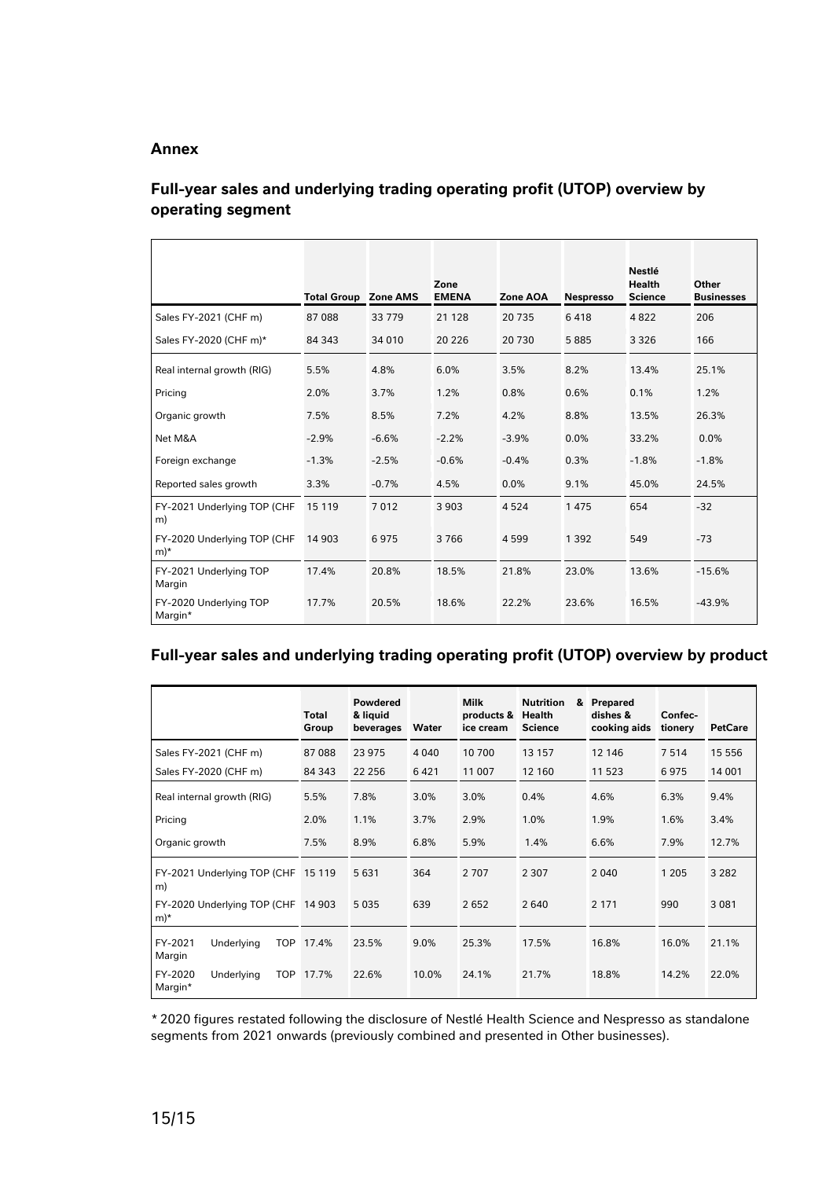## Annex

### Full-year sales and underlying trading operating profit (UTOP) overview by operating segment

| | Total Group | Zone AMS | Zone EMENA | Zone AOA | Nespresso | Nestlé Health Science | Other Businesses |
|---|---|---|---|---|---|---|---|
| Sales FY-2021 (CHF m) | 87 088 | 33 779 | 21 128 | 20 735 | 6 418 | 4 822 | 206 |
| Sales FY-2020 (CHF m)* | 84 343 | 34 010 | 20 226 | 20 730 | 5 885 | 3 326 | 166 |
| Real internal growth (RIG) | 5.5% | 4.8% | 6.0% | 3.5% | 8.2% | 13.4% | 25.1% |
| Pricing | 2.0% | 3.7% | 1.2% | 0.8% | 0.6% | 0.1% | 1.2% |
| Organic growth | 7.5% | 8.5% | 7.2% | 4.2% | 8.8% | 13.5% | 26.3% |
| Net M&A | -2.9% | -6.6% | -2.2% | -3.9% | 0.0% | 33.2% | 0.0% |
| Foreign exchange | -1.3% | -2.5% | -0.6% | -0.4% | 0.3% | -1.8% | -1.8% |
| Reported sales growth | 3.3% | -0.7% | 4.5% | 0.0% | 9.1% | 45.0% | 24.5% |
| FY-2021 Underlying TOP (CHF m) | 15 119 | 7 012 | 3 903 | 4 524 | 1 475 | 654 | -32 |
| FY-2020 Underlying TOP (CHF m)* | 14 903 | 6 975 | 3 766 | 4 599 | 1 392 | 549 | -73 |
| FY-2021 Underlying TOP Margin | 17.4% | 20.8% | 18.5% | 21.8% | 23.0% | 13.6% | -15.6% |
| FY-2020 Underlying TOP Margin* | 17.7% | 20.5% | 18.6% | 22.2% | 23.6% | 16.5% | -43.9% |

### Full-year sales and underlying trading operating profit (UTOP) overview by product

| | Total Group | Powdered & liquid beverages | Water | Milk products & ice cream | Nutrition & Health Science | Prepared dishes & cooking aids | Confec-tionery | PetCare |
|---|---|---|---|---|---|---|---|---|
| Sales FY-2021 (CHF m) | 87 088 | 23 975 | 4 040 | 10 700 | 13 157 | 12 146 | 7 514 | 15 556 |
| Sales FY-2020 (CHF m) | 84 343 | 22 256 | 6 421 | 11 007 | 12 160 | 11 523 | 6 975 | 14 001 |
| Real internal growth (RIG) | 5.5% | 7.8% | 3.0% | 3.0% | 0.4% | 4.6% | 6.3% | 9.4% |
| Pricing | 2.0% | 1.1% | 3.7% | 2.9% | 1.0% | 1.9% | 1.6% | 3.4% |
| Organic growth | 7.5% | 8.9% | 6.8% | 5.9% | 1.4% | 6.6% | 7.9% | 12.7% |
| FY-2021 Underlying TOP (CHF m) | 15 119 | 5 631 | 364 | 2 707 | 2 307 | 2 040 | 1 205 | 3 282 |
| FY-2020 Underlying TOP (CHF m)* | 14 903 | 5 035 | 639 | 2 652 | 2 640 | 2 171 | 990 | 3 081 |
| FY-2021 Underlying TOP Margin | 17.4% | 23.5% | 9.0% | 25.3% | 17.5% | 16.8% | 16.0% | 21.1% |
| FY-2020 Underlying TOP Margin* | 17.7% | 22.6% | 10.0% | 24.1% | 21.7% | 18.8% | 14.2% | 22.0% |

\* 2020 figures restated following the disclosure of Nestlé Health Science and Nespresso as standalone segments from 2021 onwards (previously combined and presented in Other businesses).